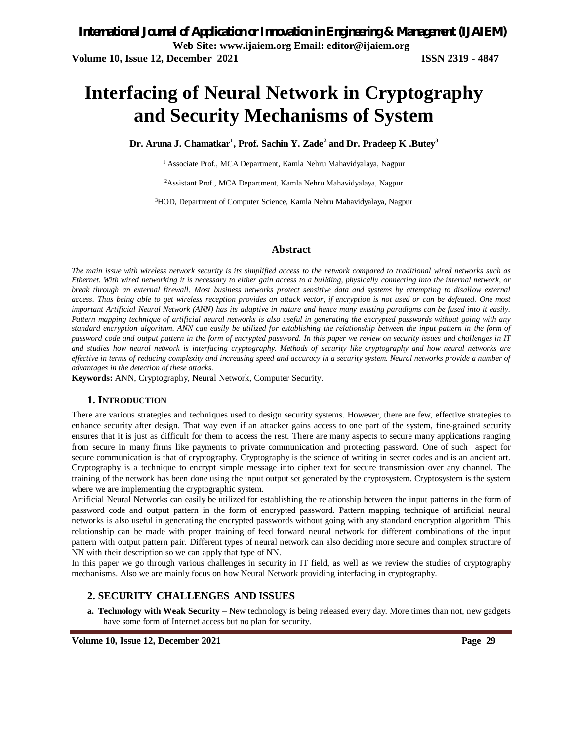# Interfacing of Neural Network in Cryptography and Security Mechanisms of System

**Dr. Aruna J. Chamatkar[1], Prof. Sachin Y. Zade[2] and Dr. Pradeep K .Butey[3]**

[1] Associate Prof., MCA Department, Kamla Nehru Mahavidyalaya, Nagpur

[2]Assistant Prof., MCA Department, Kamla Nehru Mahavidyalaya, Nagpur

[3]HOD, Department of Computer Science, Kamla Nehru Mahavidyalaya, Nagpur

## Abstract

*The main issue with wireless network security is its simplified access to the network compared to traditional wired networks such as Ethernet. With wired networking it is necessary to either gain access to a building, physically connecting into the internal network, or break through an external firewall. Most business networks protect sensitive data and systems by attempting to disallow external access. Thus being able to get wireless reception provides an attack vector, if encryption is not used or can be defeated. One most important Artificial Neural Network (ANN) has its adaptive in nature and hence many existing paradigms can be fused into it easily. Pattern mapping technique of artificial neural networks is also useful in generating the encrypted passwords without going with any standard encryption algorithm. ANN can easily be utilized for establishing the relationship between the input pattern in the form of password code and output pattern in the form of encrypted password. In this paper we review on security issues and challenges in IT and studies how neural network is interfacing cryptography. Methods of security like cryptography and how neural networks are effective in terms of reducing complexity and increasing speed and accuracy in a security system. Neural networks provide a number of advantages in the detection of these attacks.*

**Keywords:** ANN, Cryptography, Neural Network, Computer Security.

## 1. INTRODUCTION

There are various strategies and techniques used to design security systems. However, there are few, effective strategies to enhance security after design. That way even if an attacker gains access to one part of the system, fine-grained security ensures that it is just as difficult for them to access the rest. There are many aspects to secure many applications ranging from secure in many firms like payments to private communication and protecting password. One of such aspect for secure communication is that of cryptography. Cryptography is the science of writing in secret codes and is an ancient art. Cryptography is a technique to encrypt simple message into cipher text for secure transmission over any channel. The training of the network has been done using the input output set generated by the cryptosystem. Cryptosystem is the system where we are implementing the cryptographic system.

Artificial Neural Networks can easily be utilized for establishing the relationship between the input patterns in the form of password code and output pattern in the form of encrypted password. Pattern mapping technique of artificial neural networks is also useful in generating the encrypted passwords without going with any standard encryption algorithm. This relationship can be made with proper training of feed forward neural network for different combinations of the input pattern with output pattern pair. Different types of neural network can also deciding more secure and complex structure of NN with their description so we can apply that type of NN.

In this paper we go through various challenges in security in IT field, as well as we review the studies of cryptography mechanisms. Also we are mainly focus on how Neural Network providing interfacing in cryptography.

## 2. SECURITY CHALLENGES AND ISSUES

a. **Technology with Weak Security** – New technology is being released every day. More times than not, new gadgets have some form of Internet access but no plan for security.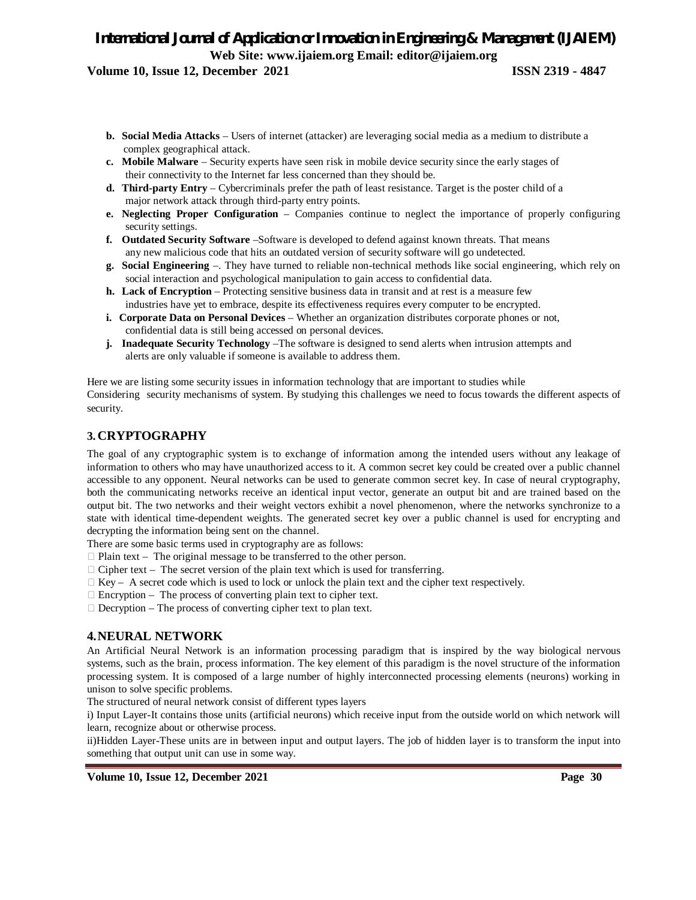b. **Social Media Attacks** – Users of internet (attacker) are leveraging social media as a medium to distribute a complex geographical attack.
c. **Mobile Malware** – Security experts have seen risk in mobile device security since the early stages of their connectivity to the Internet far less concerned than they should be.
d. **Third-party Entry** – Cybercriminals prefer the path of least resistance. Target is the poster child of a major network attack through third-party entry points.
e. **Neglecting Proper Configuration** – Companies continue to neglect the importance of properly configuring security settings.
f. **Outdated Security Software** –Software is developed to defend against known threats. That means any new malicious code that hits an outdated version of security software will go undetected.
g. **Social Engineering** –. They have turned to reliable non-technical methods like social engineering, which rely on social interaction and psychological manipulation to gain access to confidential data.
h. **Lack of Encryption** – Protecting sensitive business data in transit and at rest is a measure few industries have yet to embrace, despite its effectiveness requires every computer to be encrypted.
i. **Corporate Data on Personal Devices** – Whether an organization distributes corporate phones or not, confidential data is still being accessed on personal devices.
j. **Inadequate Security Technology** –The software is designed to send alerts when intrusion attempts and alerts are only valuable if someone is available to address them.

Here we are listing some security issues in information technology that are important to studies while Considering security mechanisms of system. By studying this challenges we need to focus towards the different aspects of security.

## 3. CRYPTOGRAPHY

The goal of any cryptographic system is to exchange of information among the intended users without any leakage of information to others who may have unauthorized access to it. A common secret key could be created over a public channel accessible to any opponent. Neural networks can be used to generate common secret key. In case of neural cryptography, both the communicating networks receive an identical input vector, generate an output bit and are trained based on the output bit. The two networks and their weight vectors exhibit a novel phenomenon, where the networks synchronize to a state with identical time-dependent weights. The generated secret key over a public channel is used for encrypting and decrypting the information being sent on the channel.

There are some basic terms used in cryptography are as follows:

- Plain text – The original message to be transferred to the other person.
- Cipher text – The secret version of the plain text which is used for transferring.
- Key – A secret code which is used to lock or unlock the plain text and the cipher text respectively.
- Encryption – The process of converting plain text to cipher text.
- Decryption – The process of converting cipher text to plan text.

## 4. NEURAL NETWORK

An Artificial Neural Network is an information processing paradigm that is inspired by the way biological nervous systems, such as the brain, process information. The key element of this paradigm is the novel structure of the information processing system. It is composed of a large number of highly interconnected processing elements (neurons) working in unison to solve specific problems.

The structured of neural network consist of different types layers

i) Input Layer-It contains those units (artificial neurons) which receive input from the outside world on which network will learn, recognize about or otherwise process.

ii)Hidden Layer-These units are in between input and output layers. The job of hidden layer is to transform the input into something that output unit can use in some way.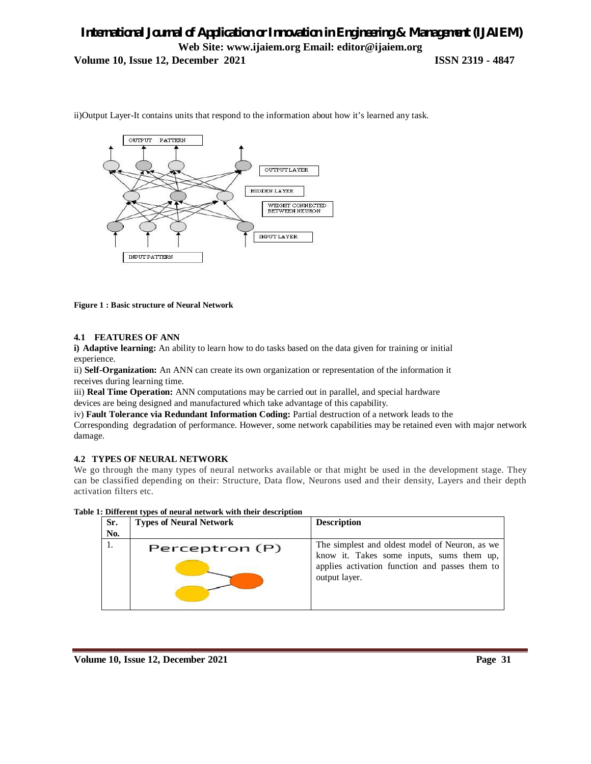ii)Output Layer-It contains units that respond to the information about how it's learned any task.

**Figure 1 : Basic structure of Neural Network**

### 4.1 FEATURES OF ANN

**i) Adaptive learning:** An ability to learn how to do tasks based on the data given for training or initial experience.

ii) **Self-Organization:** An ANN can create its own organization or representation of the information it receives during learning time.

iii) **Real Time Operation:** ANN computations may be carried out in parallel, and special hardware devices are being designed and manufactured which take advantage of this capability.

iv) **Fault Tolerance via Redundant Information Coding:** Partial destruction of a network leads to the Corresponding degradation of performance. However, some network capabilities may be retained even with major network damage.

### 4.2 TYPES OF NEURAL NETWORK

We go through the many types of neural networks available or that might be used in the development stage. They can be classified depending on their: Structure, Data flow, Neurons used and their density, Layers and their depth activation filters etc.

**Table 1: Different types of neural network with their description**

| Sr. No. | Types of Neural Network | Description |
|---|---|---|
| 1. | Perceptron (P) | The simplest and oldest model of Neuron, as we know it. Takes some inputs, sums them up, applies activation function and passes them to output layer. |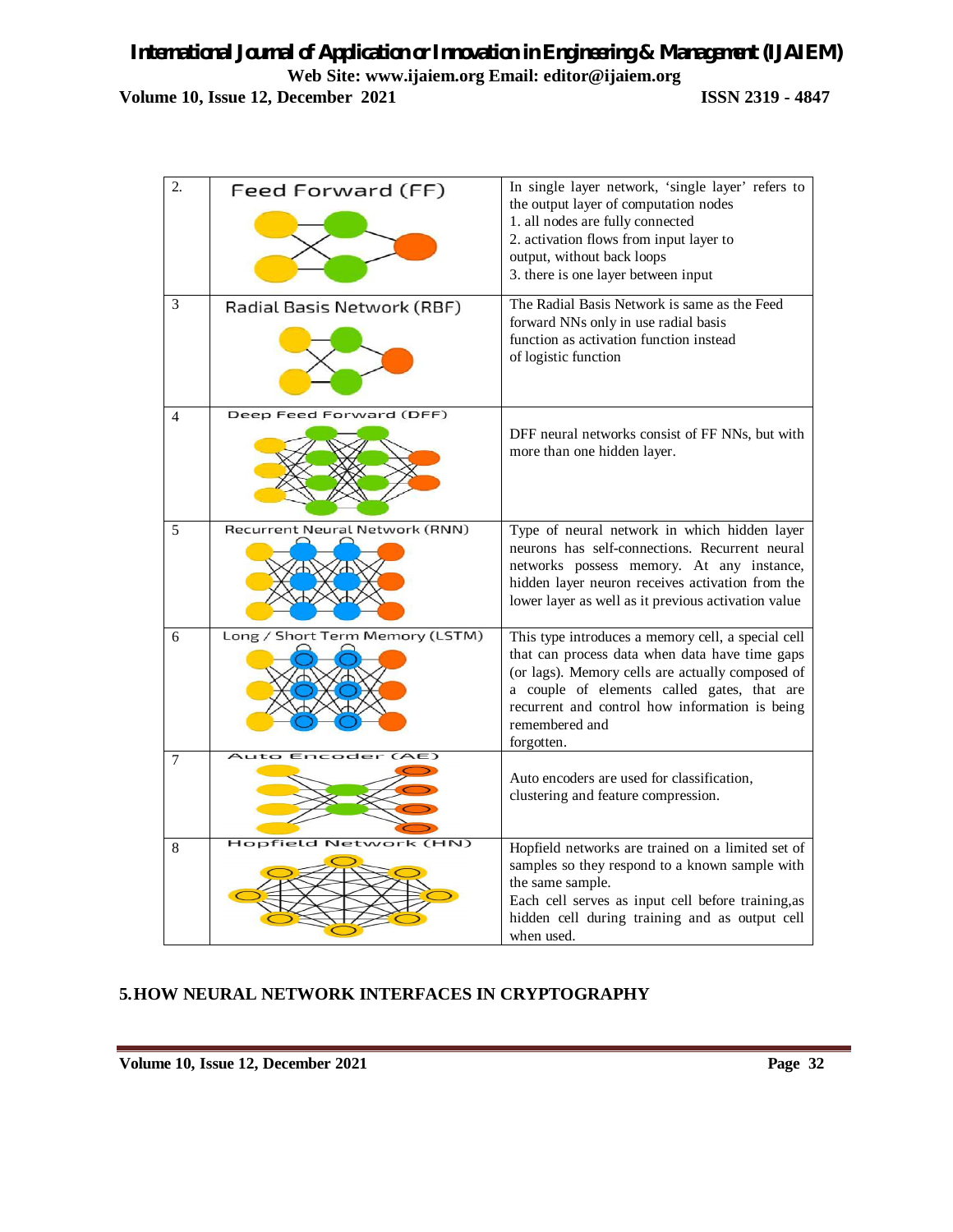| | | |
|---|---|---|
| 2. | Feed Forward (FF) | In single layer network, 'single layer' refers to the output layer of computation nodes<br>1. all nodes are fully connected<br>2. activation flows from input layer to output, without back loops<br>3. there is one layer between input |
| 3 | Radial Basis Network (RBF) | The Radial Basis Network is same as the Feed forward NNs only in use radial basis function as activation function instead of logistic function |
| 4 | Deep Feed Forward (DFF) | DFF neural networks consist of FF NNs, but with more than one hidden layer. |
| 5 | Recurrent Neural Network (RNN) | Type of neural network in which hidden layer neurons has self-connections. Recurrent neural networks possess memory. At any instance, hidden layer neuron receives activation from the lower layer as well as it previous activation value |
| 6 | Long / Short Term Memory (LSTM) | This type introduces a memory cell, a special cell that can process data when data have time gaps (or lags). Memory cells are actually composed of a couple of elements called gates, that are recurrent and control how information is being remembered and forgotten. |
| 7 | Auto Encoder (AE) | Auto encoders are used for classification, clustering and feature compression. |
| 8 | Hopfield Network (HN) | Hopfield networks are trained on a limited set of samples so they respond to a known sample with the same sample.<br>Each cell serves as input cell before training,as hidden cell during training and as output cell when used. |

## 5. HOW NEURAL NETWORK INTERFACES IN CRYPTOGRAPHY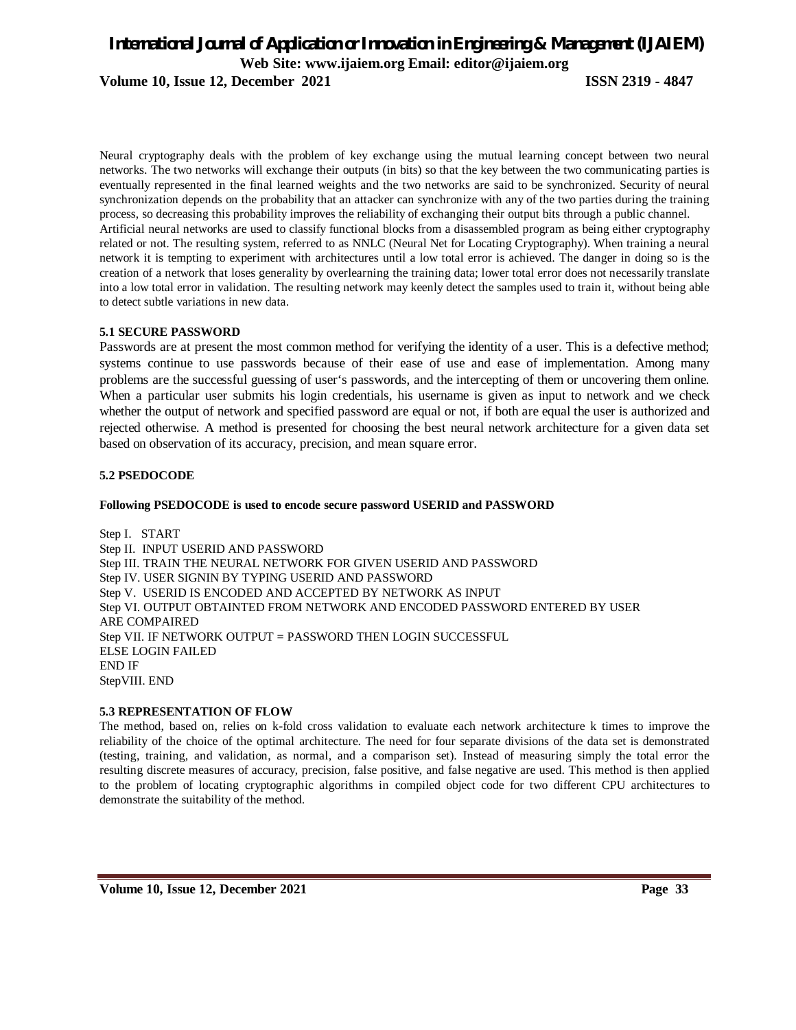Neural cryptography deals with the problem of key exchange using the mutual learning concept between two neural networks. The two networks will exchange their outputs (in bits) so that the key between the two communicating parties is eventually represented in the final learned weights and the two networks are said to be synchronized. Security of neural synchronization depends on the probability that an attacker can synchronize with any of the two parties during the training process, so decreasing this probability improves the reliability of exchanging their output bits through a public channel.

Artificial neural networks are used to classify functional blocks from a disassembled program as being either cryptography related or not. The resulting system, referred to as NNLC (Neural Net for Locating Cryptography). When training a neural network it is tempting to experiment with architectures until a low total error is achieved. The danger in doing so is the creation of a network that loses generality by overlearning the training data; lower total error does not necessarily translate into a low total error in validation. The resulting network may keenly detect the samples used to train it, without being able to detect subtle variations in new data.

### 5.1 SECURE PASSWORD

Passwords are at present the most common method for verifying the identity of a user. This is a defective method; systems continue to use passwords because of their ease of use and ease of implementation. Among many problems are the successful guessing of user‘s passwords, and the intercepting of them or uncovering them online. When a particular user submits his login credentials, his username is given as input to network and we check whether the output of network and specified password are equal or not, if both are equal the user is authorized and rejected otherwise. A method is presented for choosing the best neural network architecture for a given data set based on observation of its accuracy, precision, and mean square error.

### 5.2 PSEDOCODE

**Following PSEDOCODE is used to encode secure password USERID and PASSWORD**

```
Step I.   START
Step II.  INPUT USERID AND PASSWORD
Step III. TRAIN THE NEURAL NETWORK FOR GIVEN USERID AND PASSWORD
Step IV. USER SIGNIN BY TYPING USERID AND PASSWORD
Step V.  USERID IS ENCODED AND ACCEPTED BY NETWORK AS INPUT
Step VI. OUTPUT OBTAINTED FROM NETWORK AND ENCODED PASSWORD ENTERED BY USER
ARE COMPAIRED
Step VII. IF NETWORK OUTPUT = PASSWORD THEN LOGIN SUCCESSFUL
ELSE LOGIN FAILED
END IF
StepVIII. END
```

### 5.3 REPRESENTATION OF FLOW

The method, based on, relies on k-fold cross validation to evaluate each network architecture k times to improve the reliability of the choice of the optimal architecture. The need for four separate divisions of the data set is demonstrated (testing, training, and validation, as normal, and a comparison set). Instead of measuring simply the total error the resulting discrete measures of accuracy, precision, false positive, and false negative are used. This method is then applied to the problem of locating cryptographic algorithms in compiled object code for two different CPU architectures to demonstrate the suitability of the method.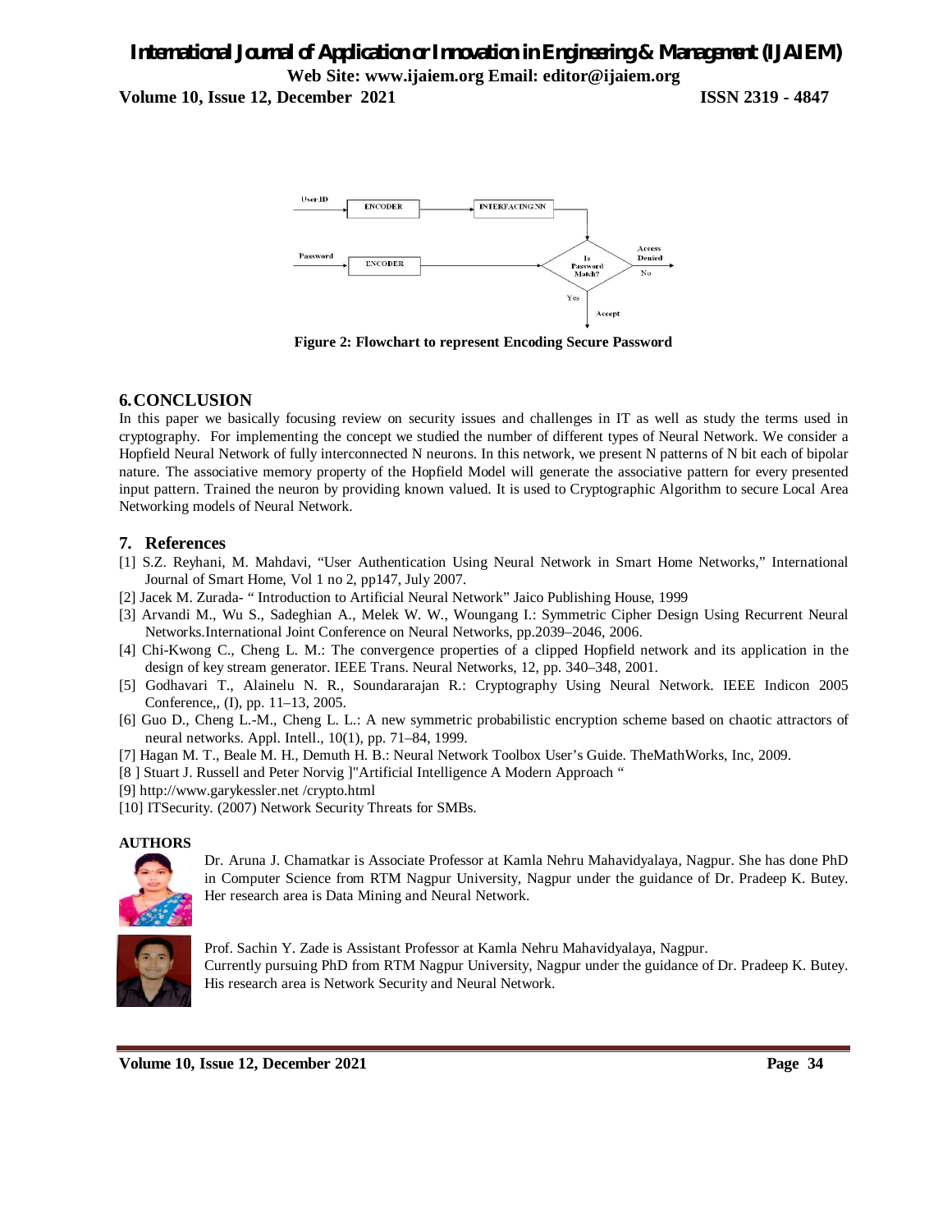Figure 2: Flowchart to represent Encoding Secure Password

## 6. CONCLUSION

In this paper we basically focusing review on security issues and challenges in IT as well as study the terms used in cryptography. For implementing the concept we studied the number of different types of Neural Network. We consider a Hopfield Neural Network of fully interconnected N neurons. In this network, we present N patterns of N bit each of bipolar nature. The associative memory property of the Hopfield Model will generate the associative pattern for every presented input pattern. Trained the neuron by providing known valued. It is used to Cryptographic Algorithm to secure Local Area Networking models of Neural Network.

## 7. References

[1] S.Z. Reyhani, M. Mahdavi, "User Authentication Using Neural Network in Smart Home Networks," International Journal of Smart Home, Vol 1 no 2, pp147, July 2007.

[2] Jacek M. Zurada- " Introduction to Artificial Neural Network" Jaico Publishing House, 1999

[3] Arvandi M., Wu S., Sadeghian A., Melek W. W., Woungang I.: Symmetric Cipher Design Using Recurrent Neural Networks.International Joint Conference on Neural Networks, pp.2039–2046, 2006.

[4] Chi-Kwong C., Cheng L. M.: The convergence properties of a clipped Hopfield network and its application in the design of key stream generator. IEEE Trans. Neural Networks, 12, pp. 340–348, 2001.

[5] Godhavari T., Alainelu N. R., Soundararajan R.: Cryptography Using Neural Network. IEEE Indicon 2005 Conference,, (I), pp. 11–13, 2005.

[6] Guo D., Cheng L.-M., Cheng L. L.: A new symmetric probabilistic encryption scheme based on chaotic attractors of neural networks. Appl. Intell., 10(1), pp. 71–84, 1999.

[7] Hagan M. T., Beale M. H., Demuth H. B.: Neural Network Toolbox User's Guide. TheMathWorks, Inc, 2009.

[8 ] Stuart J. Russell and Peter Norvig ]"Artificial Intelligence A Modern Approach "

[9] http://www.garykessler.net /crypto.html

[10] ITSecurity. (2007) Network Security Threats for SMBs.

**AUTHORS**

Dr. Aruna J. Chamatkar is Associate Professor at Kamla Nehru Mahavidyalaya, Nagpur. She has done PhD in Computer Science from RTM Nagpur University, Nagpur under the guidance of Dr. Pradeep K. Butey. Her research area is Data Mining and Neural Network.

Prof. Sachin Y. Zade is Assistant Professor at Kamla Nehru Mahavidyalaya, Nagpur.
Currently pursuing PhD from RTM Nagpur University, Nagpur under the guidance of Dr. Pradeep K. Butey. His research area is Network Security and Neural Network.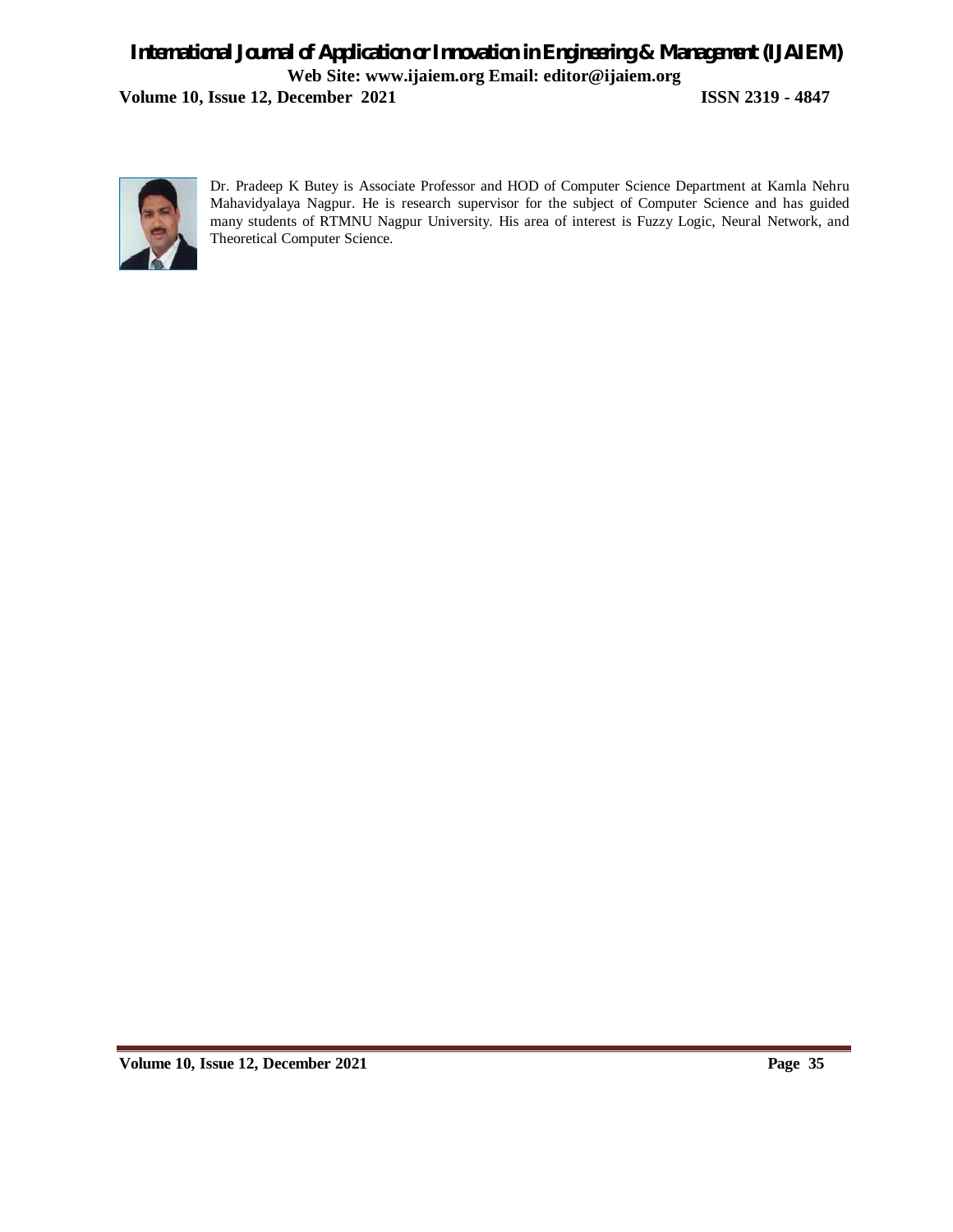Dr. Pradeep K Butey is Associate Professor and HOD of Computer Science Department at Kamla Nehru Mahavidyalaya Nagpur. He is research supervisor for the subject of Computer Science and has guided many students of RTMNU Nagpur University. His area of interest is Fuzzy Logic, Neural Network, and Theoretical Computer Science.